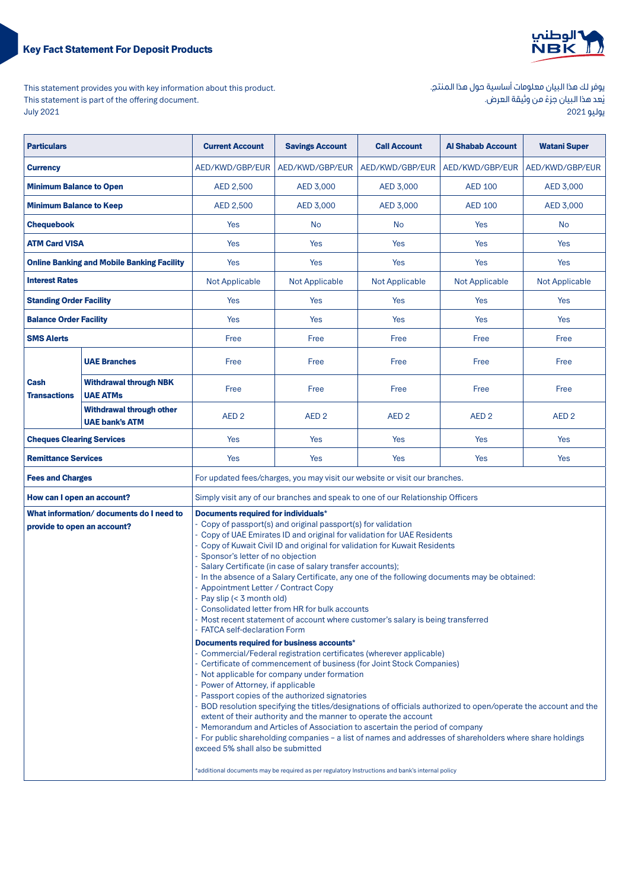# Key Fact Statement For Deposit Products

This statement provides you with key information about this product.
This statement is part of the offering document.
July 2021

يوفر لك هذا البيان معلومات أساسية حول هذا المنتج.
يُعد هذا البيان جزءً من وثيقة العرض.
يوليو 2021

| Particulars | | Current Account | Savings Account | Call Account | Al Shabab Account | Watani Super |
|---|---|---|---|---|---|---|
| **Currency** | | AED/KWD/GBP/EUR | AED/KWD/GBP/EUR | AED/KWD/GBP/EUR | AED/KWD/GBP/EUR | AED/KWD/GBP/EUR |
| **Minimum Balance to Open** | | AED 2,500 | AED 3,000 | AED 3,000 | AED 100 | AED 3,000 |
| **Minimum Balance to Keep** | | AED 2,500 | AED 3,000 | AED 3,000 | AED 100 | AED 3,000 |
| **Chequebook** | | Yes | No | No | Yes | No |
| **ATM Card VISA** | | Yes | Yes | Yes | Yes | Yes |
| **Online Banking and Mobile Banking Facility** | | Yes | Yes | Yes | Yes | Yes |
| **Interest Rates** | | Not Applicable | Not Applicable | Not Applicable | Not Applicable | Not Applicable |
| **Standing Order Facility** | | Yes | Yes | Yes | Yes | Yes |
| **Balance Order Facility** | | Yes | Yes | Yes | Yes | Yes |
| **SMS Alerts** | | Free | Free | Free | Free | Free |
| **Cash Transactions** | **UAE Branches** | Free | Free | Free | Free | Free |
| | **Withdrawal through NBK UAE ATMs** | Free | Free | Free | Free | Free |
| | **Withdrawal through other UAE bank's ATM** | AED 2 | AED 2 | AED 2 | AED 2 | AED 2 |
| **Cheques Clearing Services** | | Yes | Yes | Yes | Yes | Yes |
| **Remittance Services** | | Yes | Yes | Yes | Yes | Yes |
| **Fees and Charges** | | For updated fees/charges, you may visit our website or visit our branches. | | | | |
| **How can I open an account?** | | Simply visit any of our branches and speak to one of our Relationship Officers | | | | |
| **What information/ documents do I need to provide to open an account?** | | **Documents required for individuals*** <br>- Copy of passport(s) and original passport(s) for validation <br>- Copy of UAE Emirates ID and original for validation for UAE Residents <br>- Copy of Kuwait Civil ID and original for validation for Kuwait Residents <br>- Sponsor's letter of no objection <br>- Salary Certificate (in case of salary transfer accounts); <br>- In the absence of a Salary Certificate, any one of the following documents may be obtained: <br>- Appointment Letter / Contract Copy <br>- Pay slip (< 3 month old) <br>- Consolidated letter from HR for bulk accounts <br>- Most recent statement of account where customer's salary is being transferred <br>- FATCA self-declaration Form <br><br>**Documents required for business accounts*** <br>- Commercial/Federal registration certificates (wherever applicable) <br>- Certificate of commencement of business (for Joint Stock Companies) <br>- Not applicable for company under formation <br>- Power of Attorney, if applicable <br>- Passport copies of the authorized signatories <br>- BOD resolution specifying the titles/designations of officials authorized to open/operate the account and the extent of their authority and the manner to operate the account <br>- Memorandum and Articles of Association to ascertain the period of company <br>- For public shareholding companies – a list of names and addresses of shareholders where share holdings exceed 5% shall also be submitted <br><br>*additional documents may be required as per regulatory Instructions and bank's internal policy | | | | |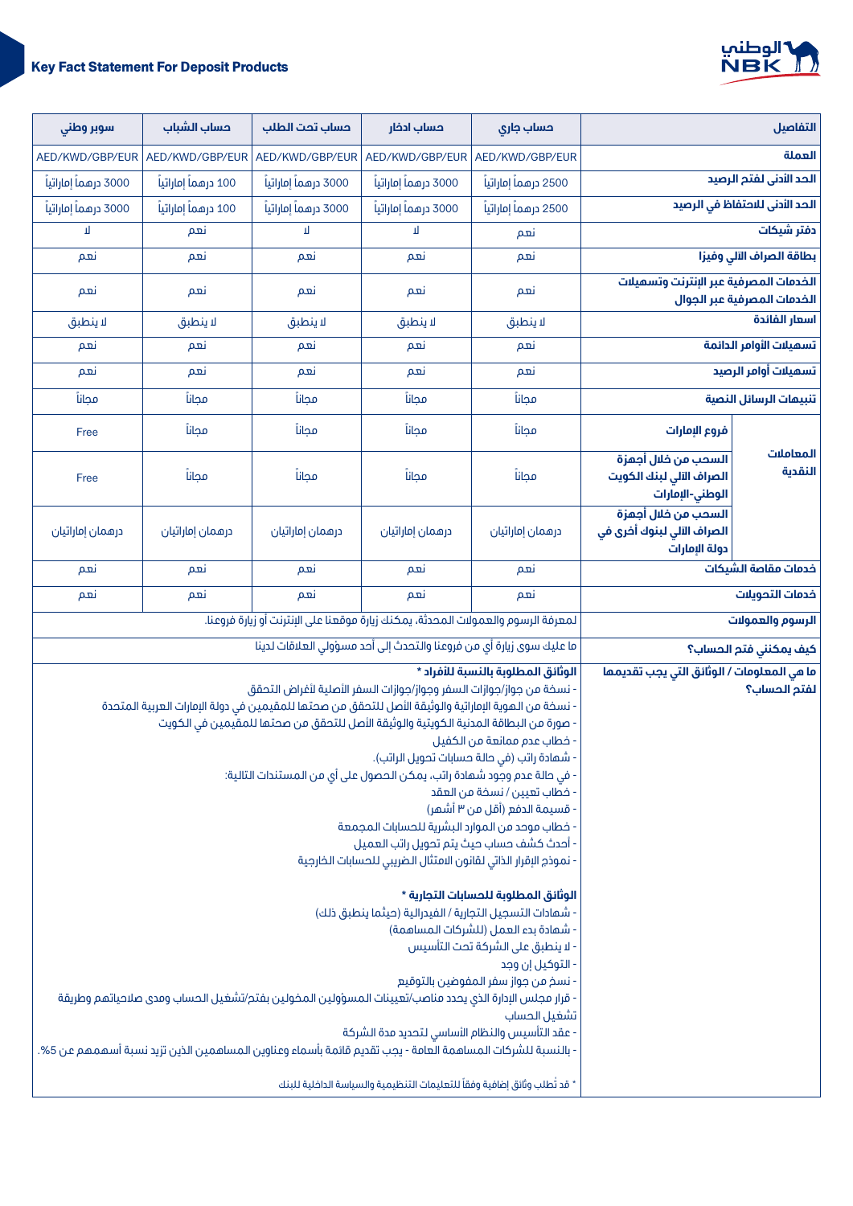# Key Fact Statement For Deposit Products

| التفاصيل | | حساب جاري | حساب ادخار | حساب تحت الطلب | حساب الشباب | سوبر وطني |
|---|---|---|---|---|---|---|
| العملة | | AED/KWD/GBP/EUR | AED/KWD/GBP/EUR | AED/KWD/GBP/EUR | AED/KWD/GBP/EUR | AED/KWD/GBP/EUR |
| الحد الأدنى لفتح الرصيد | | 2500 درهماً إماراتياً | 3000 درهماً إماراتياً | 3000 درهماً إماراتياً | 100 درهماً إماراتياً | 3000 درهماً إماراتياً |
| الحد الأدنى للاحتفاظ في الرصيد | | 2500 درهماً إماراتياً | 3000 درهماً إماراتياً | 3000 درهماً إماراتياً | 100 درهماً إماراتياً | 3000 درهماً إماراتياً |
| دفتر شيكات | | نعم | لا | لا | نعم | لا |
| بطاقة الصراف الآلي وفيزا | | نعم | نعم | نعم | نعم | نعم |
| الخدمات المصرفية عبر الإنترنت وتسهيلات الخدمات المصرفية عبر الجوال | | نعم | نعم | نعم | نعم | نعم |
| اسعار الفائدة | | لا ينطبق | لا ينطبق | لا ينطبق | لا ينطبق | لا ينطبق |
| تسهيلات الأوامر الدائمة | | نعم | نعم | نعم | نعم | نعم |
| تسهيلات أوامر الرصيد | | نعم | نعم | نعم | نعم | نعم |
| تنبيهات الرسائل النصية | | مجاناً | مجاناً | مجاناً | مجاناً | مجاناً |
| المعاملات النقدية | فروع الإمارات | مجاناً | مجاناً | مجاناً | مجاناً | Free |
| | السحب من خلال أجهزة الصراف الآلي لبنك الكويت الوطني-الإمارات | مجاناً | مجاناً | مجاناً | مجاناً | Free |
| | السحب من خلال أجهزة الصراف الآلي لبنوك أخرى في دولة الإمارات | درهمان إماراتيان | درهمان إماراتيان | درهمان إماراتيان | درهمان إماراتيان | درهمان إماراتيان |
| خدمات مقاصة الشيكات | | نعم | نعم | نعم | نعم | نعم |
| خدمات التحويلات | | نعم | نعم | نعم | نعم | نعم |
| الرسوم والعمولات | | لمعرفة الرسوم والعمولات المحدثة، يمكنك زيارة موقعنا على الإنترنت أو زيارة فروعنا. | | | | |
| كيف يمكنني فتح الحساب؟ | | ما عليك سوى زيارة أي من فروعنا والتحدث إلى أحد مسؤولي العلاقات لدينا | | | | |
| ما هي المعلومات / الوثائق التي يجب تقديمها لفتح الحساب؟ | | انظر أدناه | | | | |

**الوثائق المطلوبة بالنسبة للأفراد \***

- نسخة من جواز/جوازات السفر وجواز/جوازات السفر الأصلية لأغراض التحقق
- نسخة من الهوية الإماراتية والوثيقة الأصل للتحقق من صحتها للمقيمين في دولة الإمارات العربية المتحدة
- صورة من البطاقة المدنية الكويتية والوثيقة الأصل للتحقق من صحتها للمقيمين في الكويت
- خطاب عدم ممانعة من الكفيل
- شهادة راتب (في حالة حسابات تحويل الراتب).
- في حالة عدم وجود شهادة راتب، يمكن الحصول على أي من المستندات التالية:
- خطاب تعيين / نسخة من العقد
- قسيمة الدفع (أقل من ٣ أشهر)
- خطاب موحد من الموارد البشرية للحسابات المجمعة
- أحدث كشف حساب حيث يتم تحويل راتب العميل
- نموذج الإقرار الذاتي لقانون الامتثال الضريبي للحسابات الخارجية

**الوثائق المطلوبة للحسابات التجارية \***

- شهادات التسجيل التجارية / الفيدرالية (حيثما ينطبق ذلك)
- شهادة بدء العمل (للشركات المساهمة)
- لا ينطبق على الشركة تحت التأسيس
- التوكيل إن وجد
- نسخ من جواز سفر المفوضين بالتوقيع
- قرار مجلس الإدارة الذي يحدد مناصب/تعيينات المسؤولين المخولين بفتح/تشغيل الحساب ومدى صلاحياتهم وطريقة تشغيل الحساب
- عقد التأسيس والنظام الأساسي لتحديد مدة الشركة
- بالنسبة للشركات المساهمة العامة - يجب تقديم قائمة بأسماء وعناوين المساهمين الذين تزيد نسبة أسهمهم عن 5%.

\* قد تُطلب وثائق إضافية وفقاً للتعليمات التنظيمية والسياسة الداخلية للبنك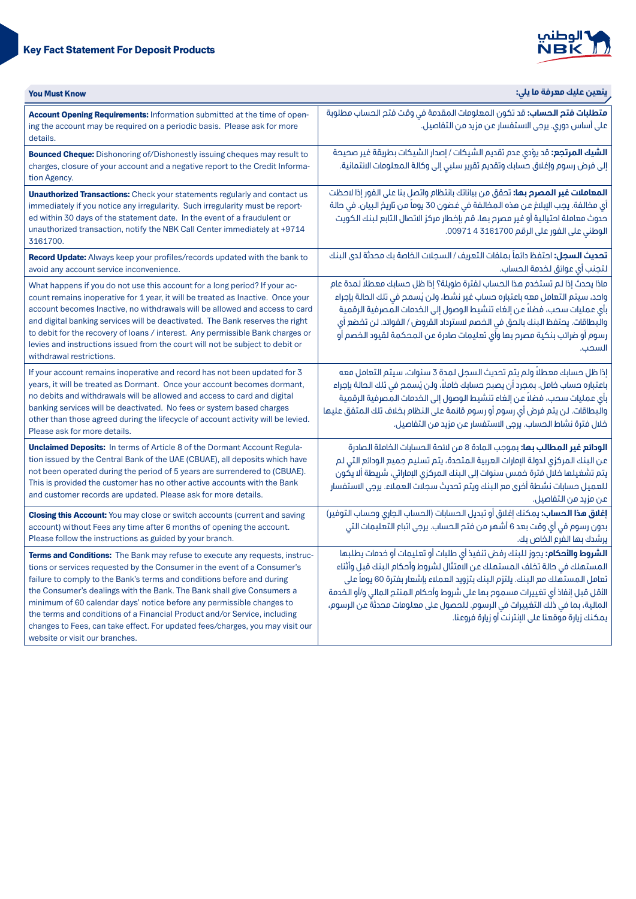## Key Fact Statement For Deposit Products

| You Must Know | يتعين عليك معرفة ما يلي: |
|---|---|
| **Account Opening Requirements:** Information submitted at the time of opening the account may be required on a periodic basis. Please ask for more details. | **متطلبات فتح الحساب:** قد تكون المعلومات المقدمة في وقت فتح الحساب مطلوبة على أساس دوري. يرجى الاستفسار عن مزيد من التفاصيل. |
| **Bounced Cheque:** Dishonoring of/Dishonestly issuing cheques may result to charges, closure of your account and a negative report to the Credit Information Agency. | **الشيك المرتجع:** قد يؤدي عدم تقديم الشيكات / إصدار الشيكات بطريقة غير صحيحة إلى فرض رسوم وإغلاق حسابك وتقديم تقرير سلبي إلى وكالة المعلومات الائتمانية. |
| **Unauthorized Transactions:** Check your statements regularly and contact us immediately if you notice any irregularity. Such irregularity must be reported within 30 days of the statement date. In the event of a fraudulent or unauthorized transaction, notify the NBK Call Center immediately at +9714 3161700. | **المعاملات غير المصرح بها:** تحقق من بياناتك بانتظام واتصل بنا على الفور إذا لاحظت أي مخالفة. يجب الإبلاغ عن هذه المخالفة في غضون 30 يوماً من تاريخ البيان. في حالة حدوث معاملة احتيالية أو غير مصرح بها، قم بإخطار مركز الاتصال التابع لبنك الكويت الوطني على الفور على الرقم 3161700 4 00971. |
| **Record Update:** Always keep your profiles/records updated with the bank to avoid any account service inconvenience. | **تحديث السجل:** احتفظ دائماً بملفات التعريف / السجلات الخاصة بك محدثة لدى البنك لتجنب أي عوائق لخدمة الحساب. |
| What happens if you do not use this account for a long period? If your account remains inoperative for 1 year, it will be treated as Inactive. Once your account becomes Inactive, no withdrawals will be allowed and access to card and digital banking services will be deactivated. The Bank reserves the right to debit for the recovery of loans / interest. Any permissible Bank charges or levies and instructions issued from the court will not be subject to debit or withdrawal restrictions. | ماذا يحدث إذا لم تستخدم هذا الحساب لفترة طويلة؟ إذا ظل حسابك معطلاً لمدة عام واحد، سيتم التعامل معه باعتباره حساب غير نشط، ولن يُسمح في تلك الحالة بإجراء بأي عمليات سحب، فضلاً عن إلغاء تنشيط الوصول إلى الخدمات المصرفية الرقمية والبطاقات. يحتفظ البنك بالحق في الخصم لاسترداد القروض / الفوائد. لن تخضع أي رسوم أو ضرائب بنكية مصرح بها وأي تعليمات صادرة عن المحكمة لقيود الخصم أو السحب. |
| If your account remains inoperative and record has not been updated for 3 years, it will be treated as Dormant. Once your account becomes dormant, no debits and withdrawals will be allowed and access to card and digital banking services will be deactivated. No fees or system based charges other than those agreed during the lifecycle of account activity will be levied. Please ask for more details. | إذا ظل حسابك معطلاً ولم يتم تحديث السجل لمدة 3 سنوات، سيتم التعامل معه باعتباره حساب خامل. بمجرد أن يصبح حسابك خاملاً، ولن يُسمح في تلك الحالة بإجراء بأي عمليات سحب، فضلاً عن إلغاء تنشيط الوصول إلى الخدمات المصرفية الرقمية والبطاقات. لن يتم فرض أي رسوم أو رسوم قائمة على النظام بخلاف تلك المتفق عليها خلال فترة نشاط الحساب. يرجى الاستفسار عن مزيد من التفاصيل. |
| **Unclaimed Deposits:** In terms of Article 8 of the Dormant Account Regulation issued by the Central Bank of the UAE (CBUAE), all deposits which have not been operated during the period of 5 years are surrendered to (CBUAE). This is provided the customer has no other active accounts with the Bank and customer records are updated. Please ask for more details. | **الودائع غير المطالب بها:** بموجب المادة 8 من لائحة الحسابات الخاملة الصادرة عن البنك المركزي لدولة الإمارات العربية المتحدة، يتم تسليم جميع الودائع التي لم يتم تشغيلها خلال فترة خمس سنوات إلى البنك المركزي الإماراتي، شريطة ألا يكون للعميل حسابات نشطة أخرى مع البنك ويتم تحديث سجلات العملاء. يرجى الاستفسار عن مزيد من التفاصيل. |
| **Closing this Account:** You may close or switch accounts (current and saving account) without Fees any time after 6 months of opening the account. Please follow the instructions as guided by your branch. | **إغلاق هذا الحساب:** يمكنك إغلاق أو تبديل الحسابات (الحساب الجاري وحساب التوفير) بدون رسوم في أي وقت بعد 6 أشهر من فتح الحساب. يرجى اتباع التعليمات التي يرشدك بها الفرع الخاص بك. |
| **Terms and Conditions:** The Bank may refuse to execute any requests, instructions or services requested by the Consumer in the event of a Consumer's failure to comply to the Bank's terms and conditions before and during the Consumer's dealings with the Bank. The Bank shall give Consumers a minimum of 60 calendar days' notice before any permissible changes to the terms and conditions of a Financial Product and/or Service, including changes to Fees, can take effect. For updated fees/charges, you may visit our website or visit our branches. | **الشروط والأحكام:** يجوز للبنك رفض تنفيذ أي طلبات أو تعليمات أو خدمات يطلبها المستهلك في حالة تخلف المستهلك عن الامتثال لشروط وأحكام البنك قبل وأثناء تعامل المستهلك مع البنك. يلتزم البنك بتزويد العملاء بإشعار بفترة 60 يوماً على الأقل قبل إنفاذ أي تغييرات مسموح بها على شروط وأحكام المنتج المالي و/أو الخدمة المالية، بما في ذلك التغييرات في الرسوم. للحصول على معلومات محدثة عن الرسوم، يمكنك زيارة موقعنا على الإنترنت أو زيارة فروعنا. |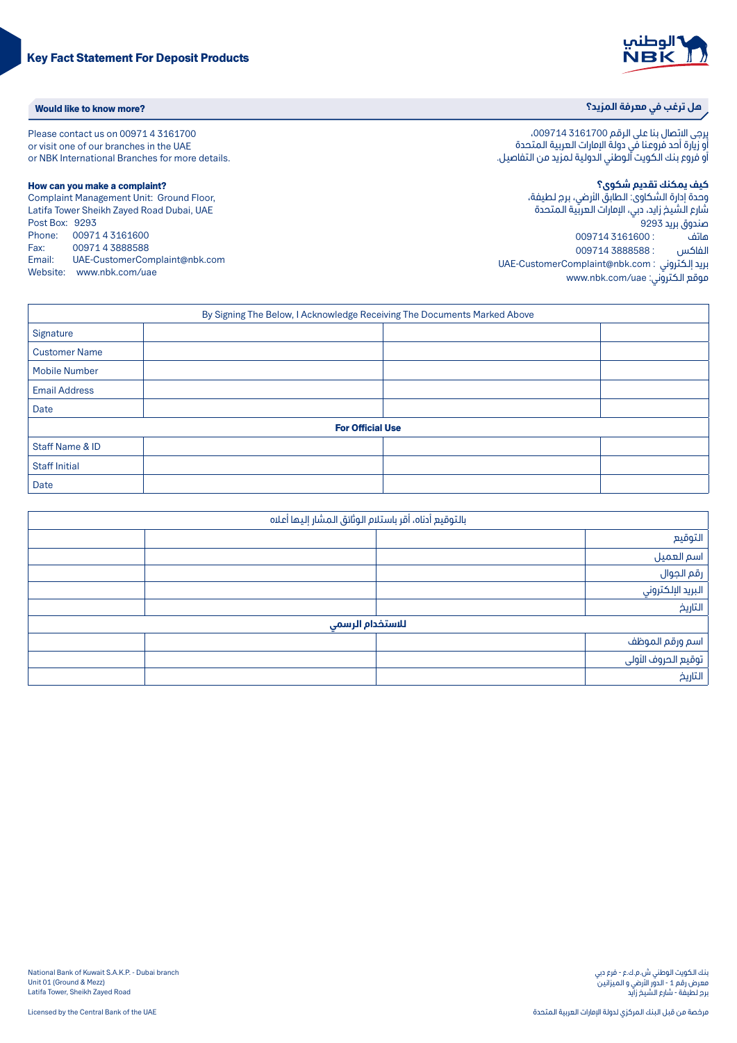## Would like to know more?

Please contact us on 00971 4 3161700
or visit one of our branches in the UAE
or NBK International Branches for more details.

## هل ترغب في معرفة المزيد؟

يرجى الاتصال بنا على الرقم 009714 3161700،
أو زيارة أحد فروعنا في دولة الإمارات العربية المتحدة
أو فروع بنك الكويت الوطني الدولية لمزيد من التفاصيل.

**How can you make a complaint?**

Complaint Management Unit: Ground Floor,
Latifa Tower Sheikh Zayed Road Dubai, UAE
Post Box: 9293
Phone: 00971 4 3161600
Fax: 00971 4 3888588
Email: UAE-CustomerComplaint@nbk.com
Website: www.nbk.com/uae

**كيف يمكنك تقديم شكوى؟**

وحدة إدارة الشكاوى: الطابق الأرضي، برج لطيفة،
شارع الشيخ زايد، دبي، الإمارات العربية المتحدة
صندوق بريد 9293
هاتف : 009714 3161600
الفاكس : 009714 3888588
بريد إلكتروني : UAE-CustomerComplaint@nbk.com
موقع الكتروني: www.nbk.com/uae

| By Signing The Below, I Acknowledge Receiving The Documents Marked Above | | | |
|---|---|---|---|
| Signature | | | |
| Customer Name | | | |
| Mobile Number | | | |
| Email Address | | | |
| Date | | | |
| **For Official Use** | | | |
| Staff Name & ID | | | |
| Staff Initial | | | |
| Date | | | |

| بالتوقيع أدناه، أقر باستلام الوثائق المشار إليها أعلاه | | | |
|---|---|---|---|
| التوقيع | | | |
| اسم العميل | | | |
| رقم الجوال | | | |
| البريد الإلكتروني | | | |
| التاريخ | | | |
| **للاستخدام الرسمي** | | | |
| اسم ورقم الموظف | | | |
| توقيع الحروف الأولى | | | |
| التاريخ | | | |

National Bank of Kuwait S.A.K.P. - Dubai branch
Unit 01 (Ground & Mezz)
Latifa Tower, Sheikh Zayed Road

بنك الكويت الوطني ش.م.ك.ع - فرع دبي
معرض رقم 1 - الدور الأرضي و الميزانين
برج لطيفة - شارع الشيخ زايد

Licensed by the Central Bank of the UAE

مرخصة من قبل البنك المركزي لدولة الإمارات العربية المتحدة